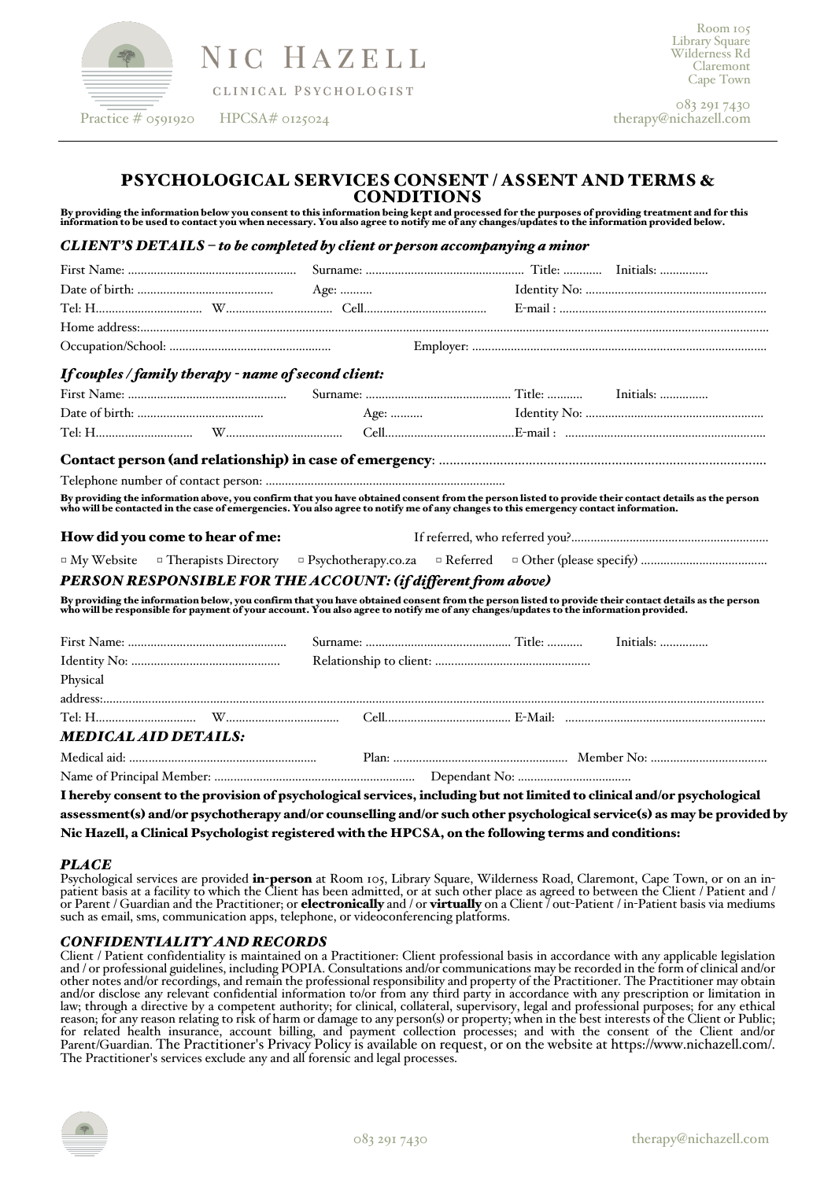# NIC HAZELL

CLINICAL PSYCHOLOGIST

Practice # 0591920 HPCSA# 0125024

Room 105
Library Square
Wilderness Rd
Claremont
Cape Town

083 291 7430
therapy@nichazell.com

## PSYCHOLOGICAL SERVICES CONSENT / ASSENT AND TERMS & CONDITIONS

**By providing the information below you consent to this information being kept and processed for the purposes of providing treatment and for this information to be used to contact you when necessary. You also agree to notify me of any changes/updates to the information provided below.**

### *CLIENT'S DETAILS – to be completed by client or person accompanying a minor*

First Name: .................................................... Surname: ................................................ Title: ............ Initials: ...............

Date of birth: ......................................... Age: .......... Identity No: .......................................................

Tel: H................................ W................................ Cell..................................... E-mail : ...............................................................

Home address:...............................................................................................................................................................................

Occupation/School: ................................................. Employer: ..........................................................................................

### *If couples / family therapy - name of second client:*

First Name: ................................................. Surname: ............................................ Title: ........... Initials: ...............

Date of birth: ....................................... Age: ......... Identity No: ......................................................

Tel: H............................. W.................................. Cell.......................................E-mail : .............................................................

**Contact person (and relationship) in case of emergency**: ..........................................................................................

Telephone number of contact person: ........................................................................

**By providing the information above, you confirm that you have obtained consent from the person listed to provide their contact details as the person who will be contacted in the case of emergencies. You also agree to notify me of any changes to this emergency contact information.**

**How did you come to hear of me:** If referred, who referred you?...........................................................

□ My Website □ Therapists Directory □ Psychotherapy.co.za □ Referred □ Other (please specify) ......................................

### *PERSON RESPONSIBLE FOR THE ACCOUNT: (if different from above)*

**By providing the information below, you confirm that you have obtained consent from the person listed to provide their contact details as the person who will be responsible for payment of your account. You also agree to notify me of any changes/updates to the information provided.**

First Name: ................................................. Surname: ............................................ Title: ........... Initials: ...............

Identity No: ............................................. Relationship to client: ................................................

Physical address:.........................................................................................................................................................................

Tel: H.............................. W.................................. Cell...................................... E-Mail: ............................................................

### *MEDICAL AID DETAILS:*

Medical aid: ......................................................... Plan: ...................................................... Member No: ...................................

Name of Principal Member: ............................................................ Dependant No: ..................................

**I hereby consent to the provision of psychological services, including but not limited to clinical and/or psychological assessment(s) and/or psychotherapy and/or counselling and/or such other psychological service(s) as may be provided by Nic Hazell, a Clinical Psychologist registered with the HPCSA, on the following terms and conditions:**

### *PLACE*

Psychological services are provided **in-person** at Room 105, Library Square, Wilderness Road, Claremont, Cape Town, or on an in-patient basis at a facility to which the Client has been admitted, or at such other place as agreed to between the Client / Patient and / or Parent / Guardian and the Practitioner; or **electronically** and / or **virtually** on a Client / out-Patient / in-Patient basis via mediums such as email, sms, communication apps, telephone, or videoconferencing platforms.

### *CONFIDENTIALITY AND RECORDS*

Client / Patient confidentiality is maintained on a Practitioner: Client professional basis in accordance with any applicable legislation and / or professional guidelines, including POPIA. Consultations and/or communications may be recorded in the form of clinical and/or other notes and/or recordings, and remain the professional responsibility and property of the Practitioner. The Practitioner may obtain and/or disclose any relevant confidential information to/or from any third party in accordance with any prescription or limitation in law; through a directive by a competent authority; for clinical, collateral, supervisory, legal and professional purposes; for any ethical reason; for any reason relating to risk of harm or damage to any person(s) or property; when in the best interests of the Client or Public; for related health insurance, account billing, and payment collection processes; and with the consent of the Client and/or Parent/Guardian. The Practitioner's Privacy Policy is available on request, or on the website at https://www.nichazell.com/. The Practitioner's services exclude any and all forensic and legal processes.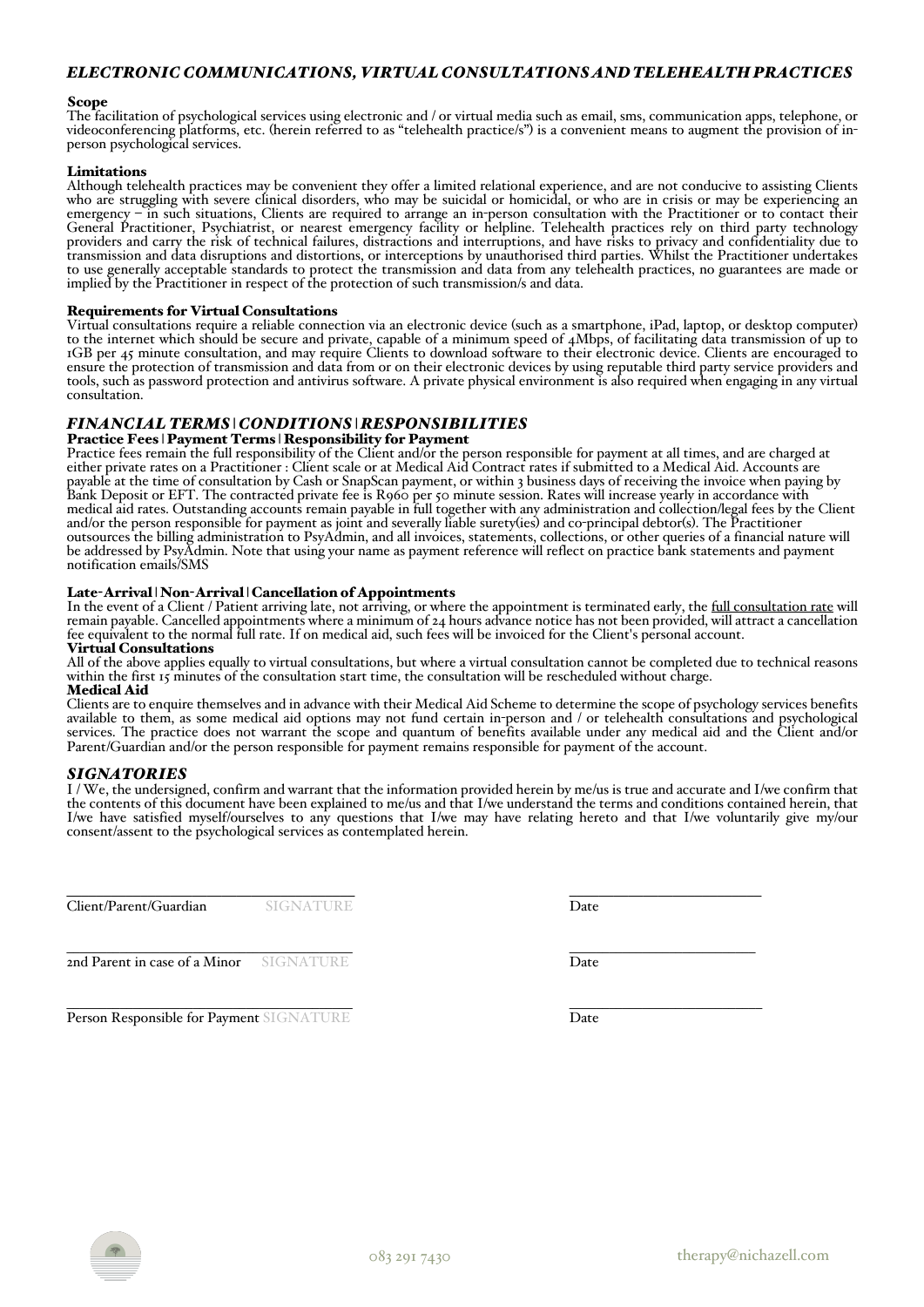## *ELECTRONIC COMMUNICATIONS, VIRTUAL CONSULTATIONS AND TELEHEALTH PRACTICES*

**Scope**
The facilitation of psychological services using electronic and / or virtual media such as email, sms, communication apps, telephone, or videoconferencing platforms, etc. (herein referred to as "telehealth practice/s") is a convenient means to augment the provision of in-person psychological services.

**Limitations**
Although telehealth practices may be convenient they offer a limited relational experience, and are not conducive to assisting Clients who are struggling with severe clinical disorders, who may be suicidal or homicidal, or who are in crisis or may be experiencing an emergency – in such situations, Clients are required to arrange an in-person consultation with the Practitioner or to contact their General Practitioner, Psychiatrist, or nearest emergency facility or helpline. Telehealth practices rely on third party technology providers and carry the risk of technical failures, distractions and interruptions, and have risks to privacy and confidentiality due to transmission and data disruptions and distortions, or interceptions by unauthorised third parties. Whilst the Practitioner undertakes to use generally acceptable standards to protect the transmission and data from any telehealth practices, no guarantees are made or implied by the Practitioner in respect of the protection of such transmission/s and data.

**Requirements for Virtual Consultations**
Virtual consultations require a reliable connection via an electronic device (such as a smartphone, iPad, laptop, or desktop computer) to the internet which should be secure and private, capable of a minimum speed of 4Mbps, of facilitating data transmission of up to 1GB per 45 minute consultation, and may require Clients to download software to their electronic device. Clients are encouraged to ensure the protection of transmission and data from or on their electronic devices by using reputable third party service providers and tools, such as password protection and antivirus software. A private physical environment is also required when engaging in any virtual consultation.

## *FINANCIAL TERMS | CONDITIONS | RESPONSIBILITIES*

**Practice Fees | Payment Terms | Responsibility for Payment**
Practice fees remain the full responsibility of the Client and/or the person responsible for payment at all times, and are charged at either private rates on a Practitioner : Client scale or at Medical Aid Contract rates if submitted to a Medical Aid. Accounts are payable at the time of consultation by Cash or SnapScan payment, or within 3 business days of receiving the invoice when paying by Bank Deposit or EFT. The contracted private fee is R960 per 50 minute session. Rates will increase yearly in accordance with medical aid rates. Outstanding accounts remain payable in full together with any administration and collection/legal fees by the Client and/or the person responsible for payment as joint and severally liable surety(ies) and co-principal debtor(s). The Practitioner outsources the billing administration to PsyAdmin, and all invoices, statements, collections, or other queries of a financial nature will be addressed by PsyAdmin. Note that using your name as payment reference will reflect on practice bank statements and payment notification emails/SMS

**Late-Arrival | Non-Arrival | Cancellation of Appointments**
In the event of a Client / Patient arriving late, not arriving, or where the appointment is terminated early, the <u>full consultation rate</u> will remain payable. Cancelled appointments where a minimum of 24 hours advance notice has not been provided, will attract a cancellation fee equivalent to the normal full rate. If on medical aid, such fees will be invoiced for the Client's personal account.

**Virtual Consultations**
All of the above applies equally to virtual consultations, but where a virtual consultation cannot be completed due to technical reasons within the first 15 minutes of the consultation start time, the consultation will be rescheduled without charge.

**Medical Aid**
Clients are to enquire themselves and in advance with their Medical Aid Scheme to determine the scope of psychology services benefits available to them, as some medical aid options may not fund certain in-person and / or telehealth consultations and psychological services. The practice does not warrant the scope and quantum of benefits available under any medical aid and the Client and/or Parent/Guardian and/or the person responsible for payment remains responsible for payment of the account.

## *SIGNATORIES*

I / We, the undersigned, confirm and warrant that the information provided herein by me/us is true and accurate and I/we confirm that the contents of this document have been explained to me/us and that I/we understand the terms and conditions contained herein, that I/we have satisfied myself/ourselves to any questions that I/we may have relating hereto and that I/we voluntarily give my/our consent/assent to the psychological services as contemplated herein.

\_\_\_\_\_\_\_\_\_\_\_\_\_\_\_\_\_\_\_\_\_\_\_\_\_\_\_\_\_\_ \_\_\_\_\_\_\_\_\_\_\_\_\_\_\_\_\_\_\_\_
Client/Parent/Guardian SIGNATURE Date

\_\_\_\_\_\_\_\_\_\_\_\_\_\_\_\_\_\_\_\_\_\_\_\_\_\_\_\_\_\_ \_\_\_\_\_\_\_\_\_\_\_\_\_\_\_\_\_\_\_\_
2nd Parent in case of a Minor SIGNATURE Date

\_\_\_\_\_\_\_\_\_\_\_\_\_\_\_\_\_\_\_\_\_\_\_\_\_\_\_\_\_\_ \_\_\_\_\_\_\_\_\_\_\_\_\_\_\_\_\_\_\_\_
Person Responsible for Payment SIGNATURE Date

083 291 7430 therapy@nichazell.com